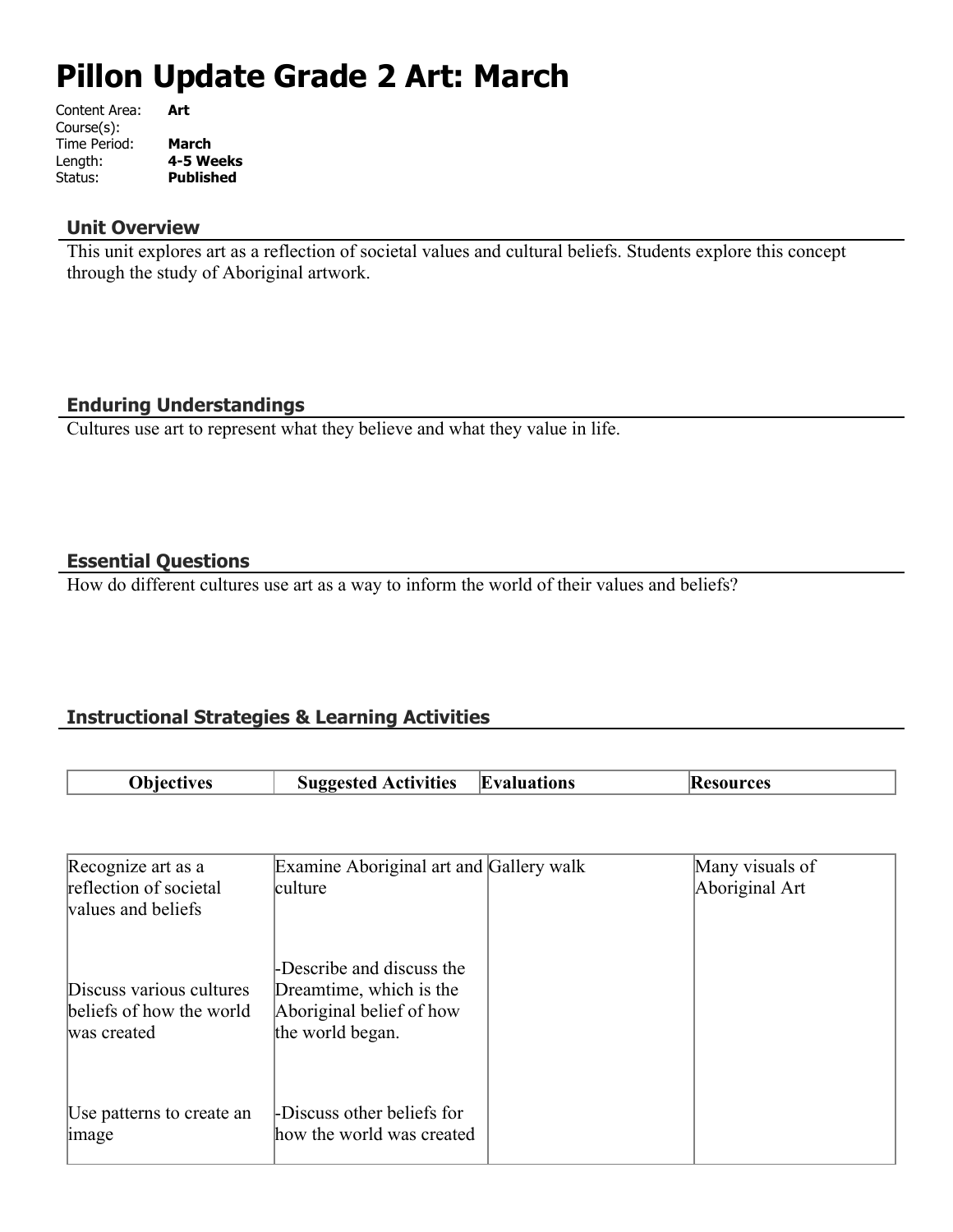# Pillon Update Grade 2 Art: March

| | |
|---|---|
| Content Area: | **Art** |
| Course(s): | |
| Time Period: | **March** |
| Length: | **4-5 Weeks** |
| Status: | **Published** |

## Unit Overview

This unit explores art as a reflection of societal values and cultural beliefs. Students explore this concept through the study of Aboriginal artwork.

## Enduring Understandings

Cultures use art to represent what they believe and what they value in life.

## Essential Questions

How do different cultures use art as a way to inform the world of their values and beliefs?

## Instructional Strategies & Learning Activities

| Objectives | Suggested Activities | Evaluations | Resources |
|---|---|---|---|
| Recognize art as a reflection of societal values and beliefs<br><br>Discuss various cultures beliefs of how the world was created<br><br>Use patterns to create an image | Examine Aboriginal art and culture<br><br>-Describe and discuss the Dreamtime, which is the Aboriginal belief of how the world began.<br><br>-Discuss other beliefs for how the world was created | Gallery walk | Many visuals of Aboriginal Art |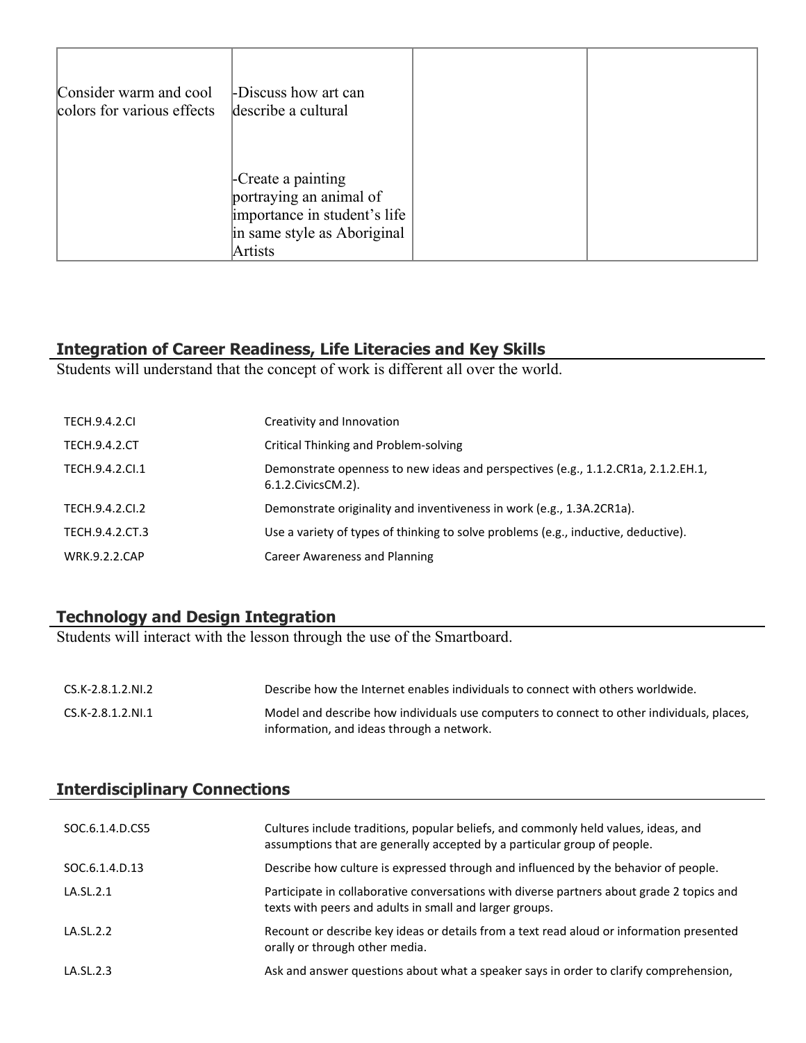| | | | |
|---|---|---|---|
| Consider warm and cool colors for various effects | -Discuss how art can describe a cultural<br><br>-Create a painting portraying an animal of importance in student's life in same style as Aboriginal Artists | | |

## Integration of Career Readiness, Life Literacies and Key Skills

Students will understand that the concept of work is different all over the world.

| | |
|---|---|
| TECH.9.4.2.CI | Creativity and Innovation |
| TECH.9.4.2.CT | Critical Thinking and Problem-solving |
| TECH.9.4.2.CI.1 | Demonstrate openness to new ideas and perspectives (e.g., 1.1.2.CR1a, 2.1.2.EH.1, 6.1.2.CivicsCM.2). |
| TECH.9.4.2.CI.2 | Demonstrate originality and inventiveness in work (e.g., 1.3A.2CR1a). |
| TECH.9.4.2.CT.3 | Use a variety of types of thinking to solve problems (e.g., inductive, deductive). |
| WRK.9.2.2.CAP | Career Awareness and Planning |

## Technology and Design Integration

Students will interact with the lesson through the use of the Smartboard.

| | |
|---|---|
| CS.K-2.8.1.2.NI.2 | Describe how the Internet enables individuals to connect with others worldwide. |
| CS.K-2.8.1.2.NI.1 | Model and describe how individuals use computers to connect to other individuals, places, information, and ideas through a network. |

## Interdisciplinary Connections

| | |
|---|---|
| SOC.6.1.4.D.CS5 | Cultures include traditions, popular beliefs, and commonly held values, ideas, and assumptions that are generally accepted by a particular group of people. |
| SOC.6.1.4.D.13 | Describe how culture is expressed through and influenced by the behavior of people. |
| LA.SL.2.1 | Participate in collaborative conversations with diverse partners about grade 2 topics and texts with peers and adults in small and larger groups. |
| LA.SL.2.2 | Recount or describe key ideas or details from a text read aloud or information presented orally or through other media. |
| LA.SL.2.3 | Ask and answer questions about what a speaker says in order to clarify comprehension, |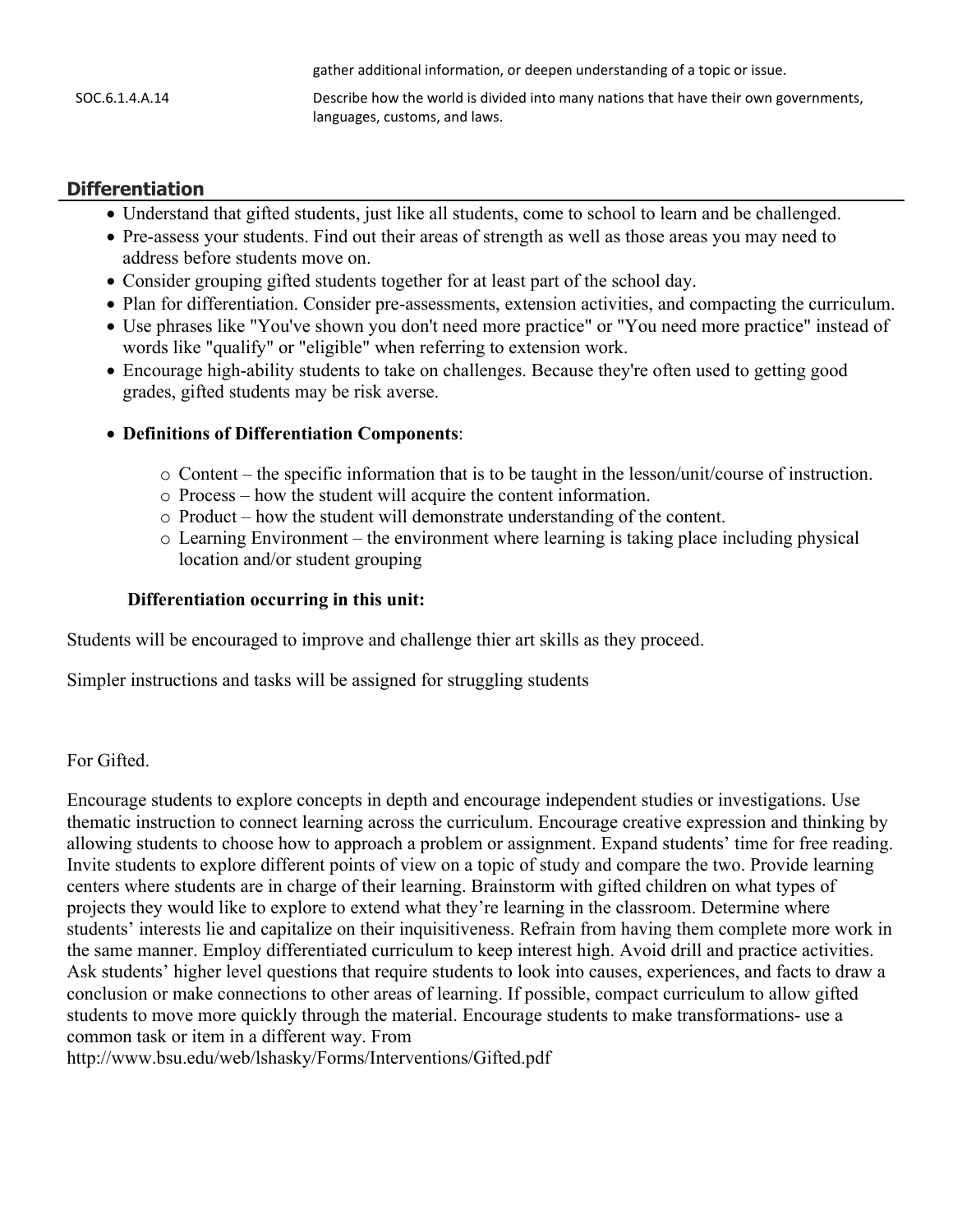| | |
|---|---|
| | gather additional information, or deepen understanding of a topic or issue. |
| SOC.6.1.4.A.14 | Describe how the world is divided into many nations that have their own governments, languages, customs, and laws. |

## Differentiation

- Understand that gifted students, just like all students, come to school to learn and be challenged.
- Pre-assess your students. Find out their areas of strength as well as those areas you may need to address before students move on.
- Consider grouping gifted students together for at least part of the school day.
- Plan for differentiation. Consider pre-assessments, extension activities, and compacting the curriculum.
- Use phrases like "You've shown you don't need more practice" or "You need more practice" instead of words like "qualify" or "eligible" when referring to extension work.
- Encourage high-ability students to take on challenges. Because they're often used to getting good grades, gifted students may be risk averse.
- **Definitions of Differentiation Components**:
  - Content – the specific information that is to be taught in the lesson/unit/course of instruction.
  - Process – how the student will acquire the content information.
  - Product – how the student will demonstrate understanding of the content.
  - Learning Environment – the environment where learning is taking place including physical location and/or student grouping

**Differentiation occurring in this unit:**

Students will be encouraged to improve and challenge thier art skills as they proceed.

Simpler instructions and tasks will be assigned for struggling students

For Gifted.

Encourage students to explore concepts in depth and encourage independent studies or investigations. Use thematic instruction to connect learning across the curriculum. Encourage creative expression and thinking by allowing students to choose how to approach a problem or assignment. Expand students' time for free reading. Invite students to explore different points of view on a topic of study and compare the two. Provide learning centers where students are in charge of their learning. Brainstorm with gifted children on what types of projects they would like to explore to extend what they're learning in the classroom. Determine where students' interests lie and capitalize on their inquisitiveness. Refrain from having them complete more work in the same manner. Employ differentiated curriculum to keep interest high. Avoid drill and practice activities. Ask students' higher level questions that require students to look into causes, experiences, and facts to draw a conclusion or make connections to other areas of learning. If possible, compact curriculum to allow gifted students to move more quickly through the material. Encourage students to make transformations- use a common task or item in a different way. From http://www.bsu.edu/web/lshasky/Forms/Interventions/Gifted.pdf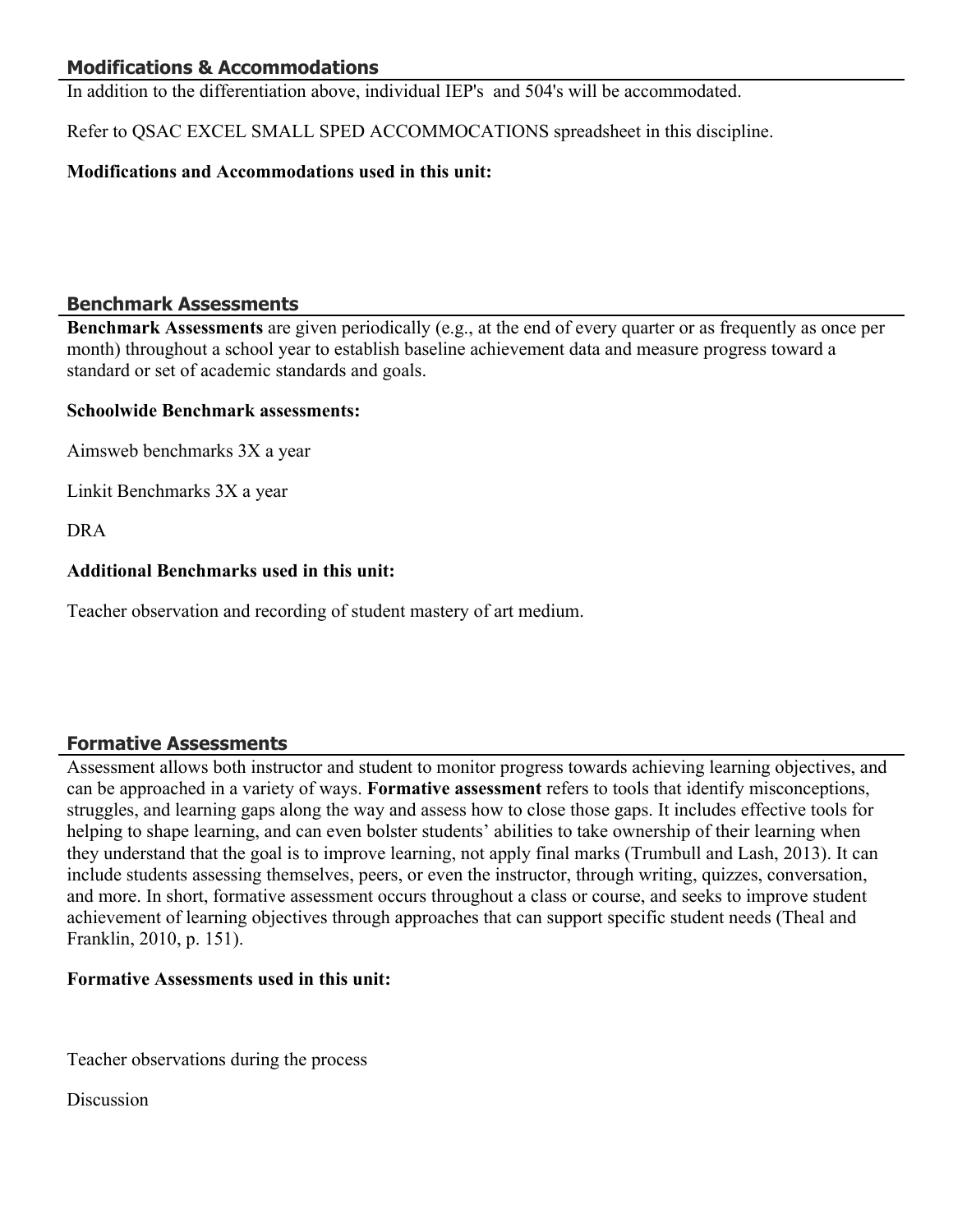## Modifications & Accommodations

In addition to the differentiation above, individual IEP's and 504's will be accommodated.

Refer to QSAC EXCEL SMALL SPED ACCOMMOCATIONS spreadsheet in this discipline.

**Modifications and Accommodations used in this unit:**

## Benchmark Assessments

**Benchmark Assessments** are given periodically (e.g., at the end of every quarter or as frequently as once per month) throughout a school year to establish baseline achievement data and measure progress toward a standard or set of academic standards and goals.

**Schoolwide Benchmark assessments:**

Aimsweb benchmarks 3X a year

Linkit Benchmarks 3X a year

DRA

**Additional Benchmarks used in this unit:**

Teacher observation and recording of student mastery of art medium.

## Formative Assessments

Assessment allows both instructor and student to monitor progress towards achieving learning objectives, and can be approached in a variety of ways. **Formative assessment** refers to tools that identify misconceptions, struggles, and learning gaps along the way and assess how to close those gaps. It includes effective tools for helping to shape learning, and can even bolster students' abilities to take ownership of their learning when they understand that the goal is to improve learning, not apply final marks (Trumbull and Lash, 2013). It can include students assessing themselves, peers, or even the instructor, through writing, quizzes, conversation, and more. In short, formative assessment occurs throughout a class or course, and seeks to improve student achievement of learning objectives through approaches that can support specific student needs (Theal and Franklin, 2010, p. 151).

**Formative Assessments used in this unit:**

Teacher observations during the process

Discussion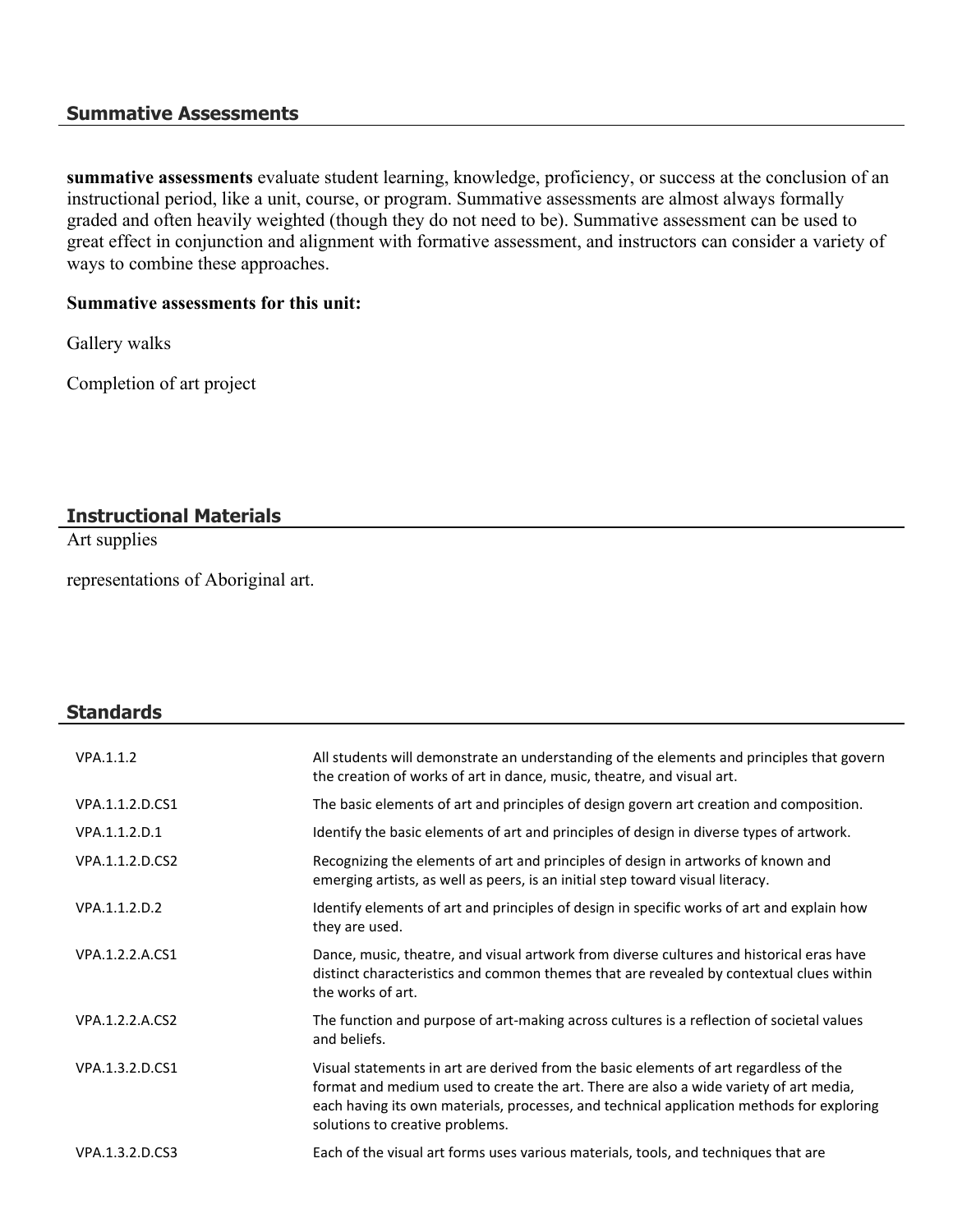## Summative Assessments

**summative assessments** evaluate student learning, knowledge, proficiency, or success at the conclusion of an instructional period, like a unit, course, or program. Summative assessments are almost always formally graded and often heavily weighted (though they do not need to be). Summative assessment can be used to great effect in conjunction and alignment with formative assessment, and instructors can consider a variety of ways to combine these approaches.

**Summative assessments for this unit:**

Gallery walks

Completion of art project

## Instructional Materials

Art supplies

representations of Aboriginal art.

## Standards

| | |
|---|---|
| VPA.1.1.2 | All students will demonstrate an understanding of the elements and principles that govern the creation of works of art in dance, music, theatre, and visual art. |
| VPA.1.1.2.D.CS1 | The basic elements of art and principles of design govern art creation and composition. |
| VPA.1.1.2.D.1 | Identify the basic elements of art and principles of design in diverse types of artwork. |
| VPA.1.1.2.D.CS2 | Recognizing the elements of art and principles of design in artworks of known and emerging artists, as well as peers, is an initial step toward visual literacy. |
| VPA.1.1.2.D.2 | Identify elements of art and principles of design in specific works of art and explain how they are used. |
| VPA.1.2.2.A.CS1 | Dance, music, theatre, and visual artwork from diverse cultures and historical eras have distinct characteristics and common themes that are revealed by contextual clues within the works of art. |
| VPA.1.2.2.A.CS2 | The function and purpose of art-making across cultures is a reflection of societal values and beliefs. |
| VPA.1.3.2.D.CS1 | Visual statements in art are derived from the basic elements of art regardless of the format and medium used to create the art. There are also a wide variety of art media, each having its own materials, processes, and technical application methods for exploring solutions to creative problems. |
| VPA.1.3.2.D.CS3 | Each of the visual art forms uses various materials, tools, and techniques that are |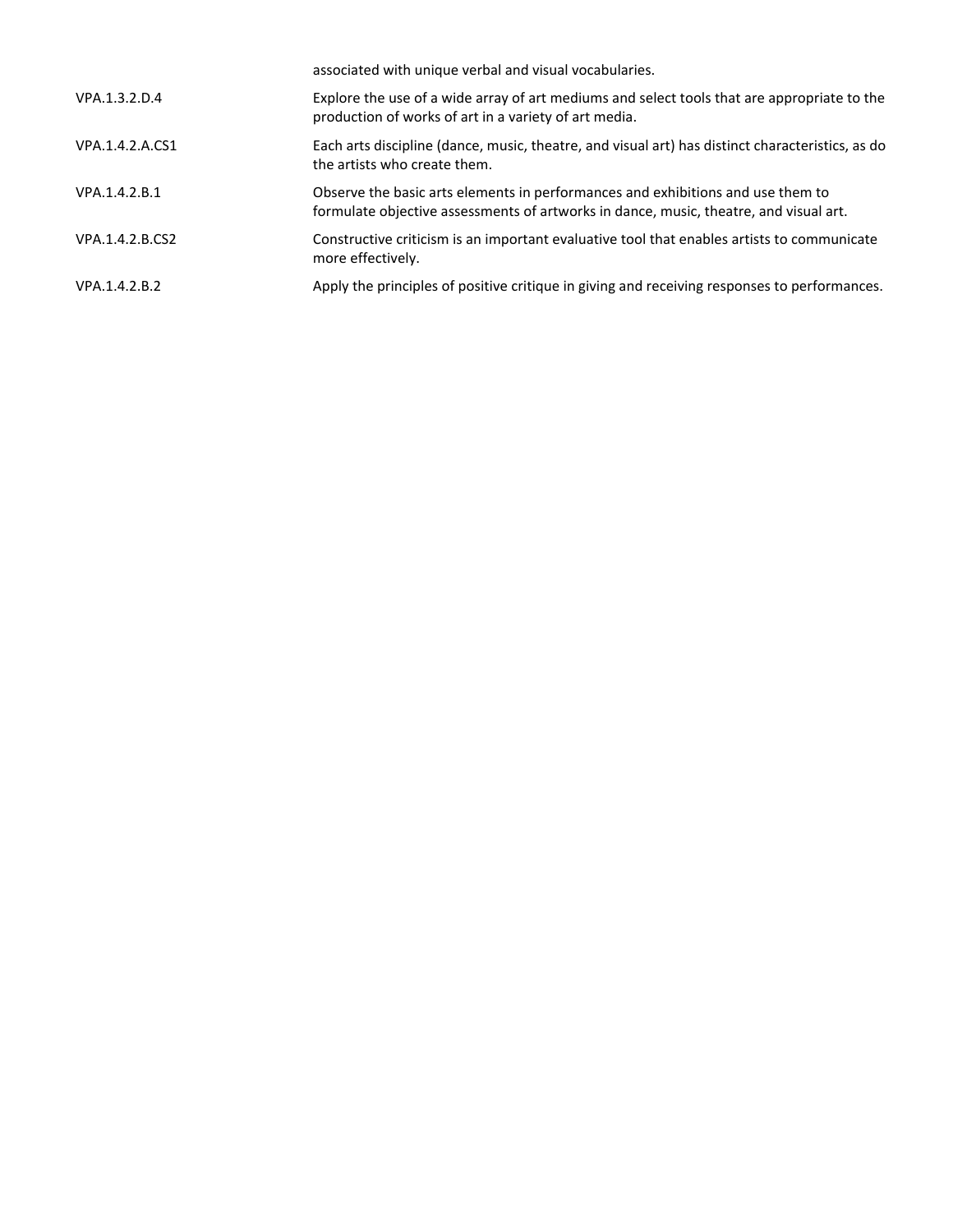| | |
|---|---|
| | associated with unique verbal and visual vocabularies. |
| VPA.1.3.2.D.4 | Explore the use of a wide array of art mediums and select tools that are appropriate to the production of works of art in a variety of art media. |
| VPA.1.4.2.A.CS1 | Each arts discipline (dance, music, theatre, and visual art) has distinct characteristics, as do the artists who create them. |
| VPA.1.4.2.B.1 | Observe the basic arts elements in performances and exhibitions and use them to formulate objective assessments of artworks in dance, music, theatre, and visual art. |
| VPA.1.4.2.B.CS2 | Constructive criticism is an important evaluative tool that enables artists to communicate more effectively. |
| VPA.1.4.2.B.2 | Apply the principles of positive critique in giving and receiving responses to performances. |